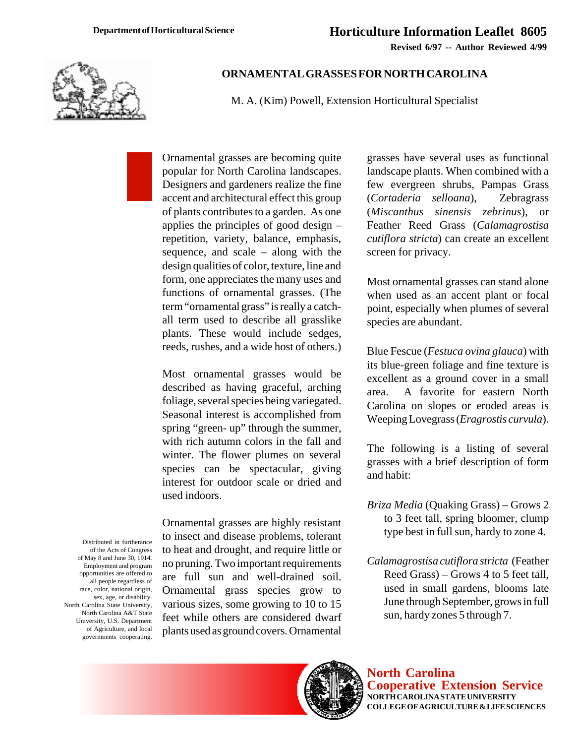Department of Horticultural Science

# Horticulture Information Leaflet 8605

**Revised 6/97 -- Author Reviewed 4/99**

## ORNAMENTAL GRASSES FOR NORTH CAROLINA

M. A. (Kim) Powell, Extension Horticultural Specialist

Ornamental grasses are becoming quite popular for North Carolina landscapes. Designers and gardeners realize the fine accent and architectural effect this group of plants contributes to a garden. As one applies the principles of good design – repetition, variety, balance, emphasis, sequence, and scale – along with the design qualities of color, texture, line and form, one appreciates the many uses and functions of ornamental grasses. (The term "ornamental grass" is really a catch-all term used to describe all grasslike plants. These would include sedges, reeds, rushes, and a wide host of others.)

Most ornamental grasses would be described as having graceful, arching foliage, several species being variegated. Seasonal interest is accomplished from spring "green- up" through the summer, with rich autumn colors in the fall and winter. The flower plumes on several species can be spectacular, giving interest for outdoor scale or dried and used indoors.

Ornamental grasses are highly resistant to insect and disease problems, tolerant to heat and drought, and require little or no pruning. Two important requirements are full sun and well-drained soil. Ornamental grass species grow to various sizes, some growing to 10 to 15 feet while others are considered dwarf plants used as ground covers. Ornamental grasses have several uses as functional landscape plants. When combined with a few evergreen shrubs, Pampas Grass (*Cortaderia selloana*), Zebragrass (*Miscanthus sinensis zebrinus*), or Feather Reed Grass (*Calamagrostisa cutiflora stricta*) can create an excellent screen for privacy.

Most ornamental grasses can stand alone when used as an accent plant or focal point, especially when plumes of several species are abundant.

Blue Fescue (*Festuca ovina glauca*) with its blue-green foliage and fine texture is excellent as a ground cover in a small area. A favorite for eastern North Carolina on slopes or eroded areas is Weeping Lovegrass (*Eragrostis curvula*).

The following is a listing of several grasses with a brief description of form and habit:

*Briza Media* (Quaking Grass) – Grows 2 to 3 feet tall, spring bloomer, clump type best in full sun, hardy to zone 4.

*Calamagrostisa cutiflora stricta* (Feather Reed Grass) – Grows 4 to 5 feet tall, used in small gardens, blooms late June through September, grows in full sun, hardy zones 5 through 7.

Distributed in furtherance of the Acts of Congress of May 8 and June 30, 1914. Employment and program opportunities are offered to all people regardless of race, color, national origin, sex, age, or disability. North Carolina State University, North Carolina A&T State University, U.S. Department of Agriculture, and local governments cooperating.

**North Carolina Cooperative Extension Service**
**NORTH CAROLINA STATE UNIVERSITY**
**COLLEGE OF AGRICULTURE & LIFE SCIENCES**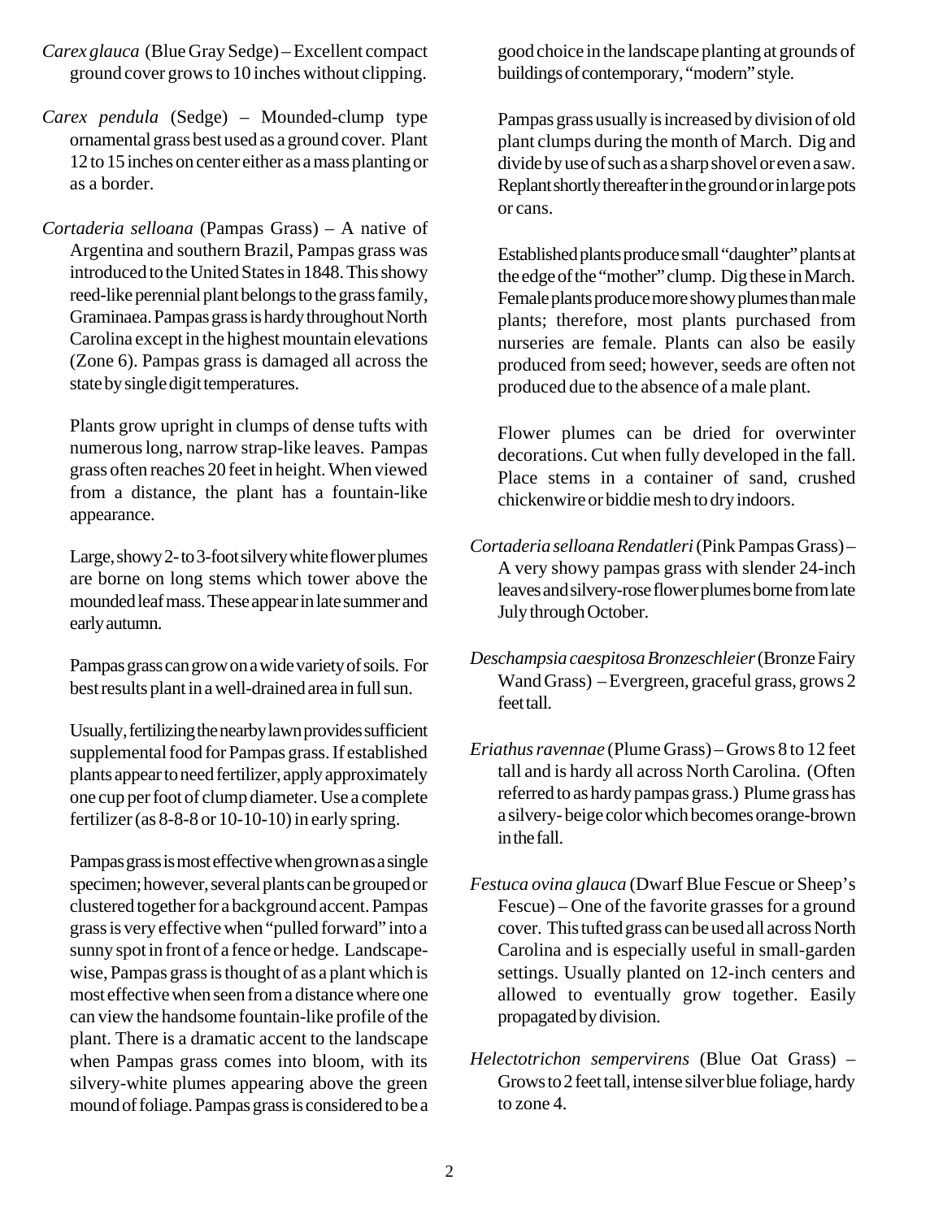*Carex glauca* (Blue Gray Sedge) – Excellent compact ground cover grows to 10 inches without clipping.

*Carex pendula* (Sedge) – Mounded-clump type ornamental grass best used as a ground cover. Plant 12 to 15 inches on center either as a mass planting or as a border.

*Cortaderia selloana* (Pampas Grass) – A native of Argentina and southern Brazil, Pampas grass was introduced to the United States in 1848. This showy reed-like perennial plant belongs to the grass family, Graminaea. Pampas grass is hardy throughout North Carolina except in the highest mountain elevations (Zone 6). Pampas grass is damaged all across the state by single digit temperatures.

Plants grow upright in clumps of dense tufts with numerous long, narrow strap-like leaves. Pampas grass often reaches 20 feet in height. When viewed from a distance, the plant has a fountain-like appearance.

Large, showy 2- to 3-foot silvery white flower plumes are borne on long stems which tower above the mounded leaf mass. These appear in late summer and early autumn.

Pampas grass can grow on a wide variety of soils. For best results plant in a well-drained area in full sun.

Usually, fertilizing the nearby lawn provides sufficient supplemental food for Pampas grass. If established plants appear to need fertilizer, apply approximately one cup per foot of clump diameter. Use a complete fertilizer (as 8-8-8 or 10-10-10) in early spring.

Pampas grass is most effective when grown as a single specimen; however, several plants can be grouped or clustered together for a background accent. Pampas grass is very effective when "pulled forward" into a sunny spot in front of a fence or hedge. Landscape-wise, Pampas grass is thought of as a plant which is most effective when seen from a distance where one can view the handsome fountain-like profile of the plant. There is a dramatic accent to the landscape when Pampas grass comes into bloom, with its silvery-white plumes appearing above the green mound of foliage. Pampas grass is considered to be a good choice in the landscape planting at grounds of buildings of contemporary, "modern" style.

Pampas grass usually is increased by division of old plant clumps during the month of March. Dig and divide by use of such as a sharp shovel or even a saw. Replant shortly thereafter in the ground or in large pots or cans.

Established plants produce small "daughter" plants at the edge of the "mother" clump. Dig these in March. Female plants produce more showy plumes than male plants; therefore, most plants purchased from nurseries are female. Plants can also be easily produced from seed; however, seeds are often not produced due to the absence of a male plant.

Flower plumes can be dried for overwinter decorations. Cut when fully developed in the fall. Place stems in a container of sand, crushed chickenwire or biddie mesh to dry indoors.

*Cortaderia selloana Rendatleri* (Pink Pampas Grass) – A very showy pampas grass with slender 24-inch leaves and silvery-rose flower plumes borne from late July through October.

*Deschampsia caespitosa Bronzeschleier* (Bronze Fairy Wand Grass) – Evergreen, graceful grass, grows 2 feet tall.

*Eriathus ravennae* (Plume Grass) – Grows 8 to 12 feet tall and is hardy all across North Carolina. (Often referred to as hardy pampas grass.) Plume grass has a silvery- beige color which becomes orange-brown in the fall.

*Festuca ovina glauca* (Dwarf Blue Fescue or Sheep's Fescue) – One of the favorite grasses for a ground cover. This tufted grass can be used all across North Carolina and is especially useful in small-garden settings. Usually planted on 12-inch centers and allowed to eventually grow together. Easily propagated by division.

*Helectotrichon sempervirens* (Blue Oat Grass) – Grows to 2 feet tall, intense silver blue foliage, hardy to zone 4.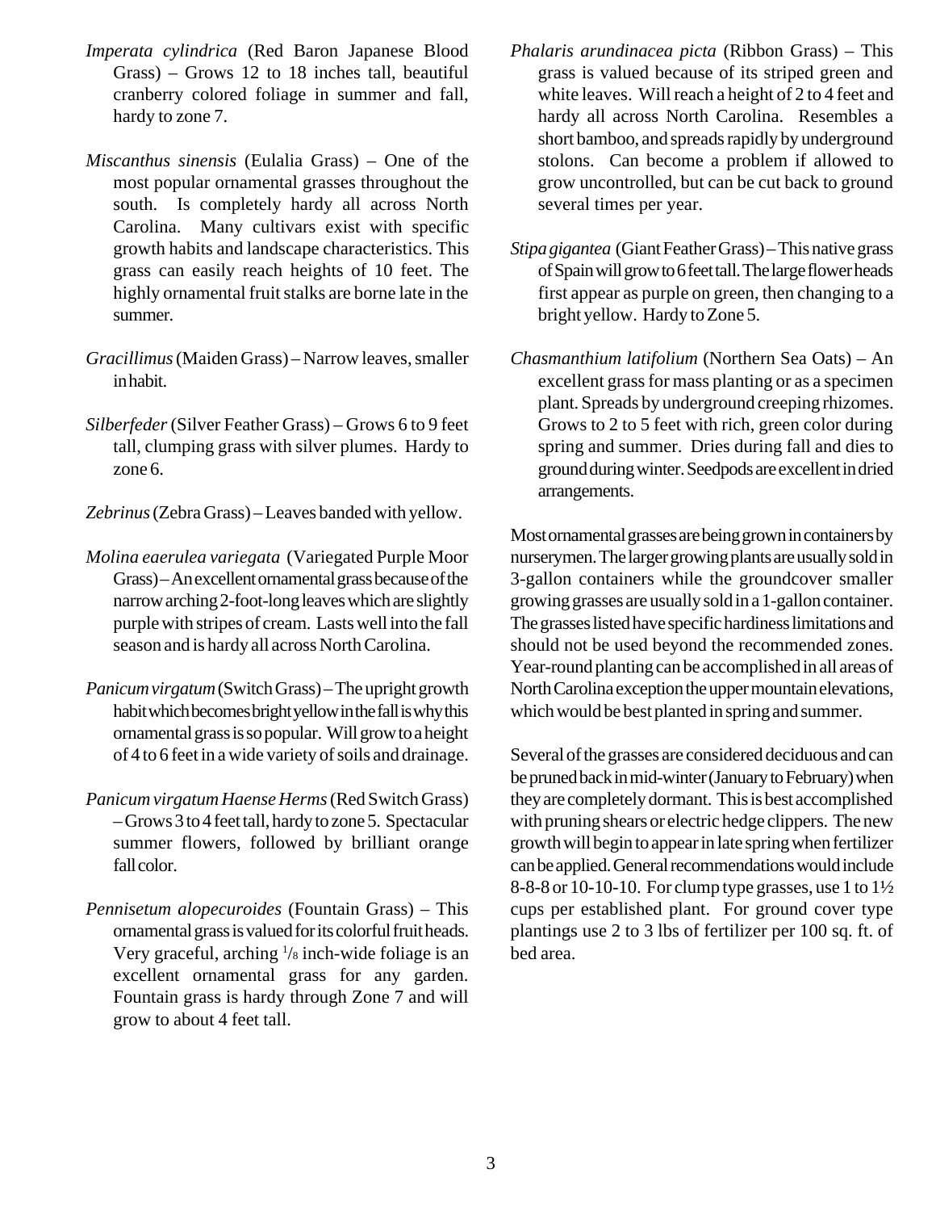*Imperata cylindrica* (Red Baron Japanese Blood Grass) – Grows 12 to 18 inches tall, beautiful cranberry colored foliage in summer and fall, hardy to zone 7.

*Miscanthus sinensis* (Eulalia Grass) – One of the most popular ornamental grasses throughout the south. Is completely hardy all across North Carolina. Many cultivars exist with specific growth habits and landscape characteristics. This grass can easily reach heights of 10 feet. The highly ornamental fruit stalks are borne late in the summer.

*Gracillimus* (Maiden Grass) – Narrow leaves, smaller in habit.

*Silberfeder* (Silver Feather Grass) – Grows 6 to 9 feet tall, clumping grass with silver plumes. Hardy to zone 6.

*Zebrinus* (Zebra Grass) – Leaves banded with yellow.

*Molina eaerulea variegata* (Variegated Purple Moor Grass) – An excellent ornamental grass because of the narrow arching 2-foot-long leaves which are slightly purple with stripes of cream. Lasts well into the fall season and is hardy all across North Carolina.

*Panicum virgatum* (Switch Grass) – The upright growth habit which becomes bright yellow in the fall is why this ornamental grass is so popular. Will grow to a height of 4 to 6 feet in a wide variety of soils and drainage.

*Panicum virgatum Haense Herms* (Red Switch Grass) – Grows 3 to 4 feet tall, hardy to zone 5. Spectacular summer flowers, followed by brilliant orange fall color.

*Pennisetum alopecuroides* (Fountain Grass) – This ornamental grass is valued for its colorful fruit heads. Very graceful, arching 1/8 inch-wide foliage is an excellent ornamental grass for any garden. Fountain grass is hardy through Zone 7 and will grow to about 4 feet tall.

*Phalaris arundinacea picta* (Ribbon Grass) – This grass is valued because of its striped green and white leaves. Will reach a height of 2 to 4 feet and hardy all across North Carolina. Resembles a short bamboo, and spreads rapidly by underground stolons. Can become a problem if allowed to grow uncontrolled, but can be cut back to ground several times per year.

*Stipa gigantea* (Giant Feather Grass) – This native grass of Spain will grow to 6 feet tall. The large flower heads first appear as purple on green, then changing to a bright yellow. Hardy to Zone 5.

*Chasmanthium latifolium* (Northern Sea Oats) – An excellent grass for mass planting or as a specimen plant. Spreads by underground creeping rhizomes. Grows to 2 to 5 feet with rich, green color during spring and summer. Dries during fall and dies to ground during winter. Seedpods are excellent in dried arrangements.

Most ornamental grasses are being grown in containers by nurserymen. The larger growing plants are usually sold in 3-gallon containers while the groundcover smaller growing grasses are usually sold in a 1-gallon container. The grasses listed have specific hardiness limitations and should not be used beyond the recommended zones. Year-round planting can be accomplished in all areas of North Carolina exception the upper mountain elevations, which would be best planted in spring and summer.

Several of the grasses are considered deciduous and can be pruned back in mid-winter (January to February) when they are completely dormant. This is best accomplished with pruning shears or electric hedge clippers. The new growth will begin to appear in late spring when fertilizer can be applied. General recommendations would include 8-8-8 or 10-10-10. For clump type grasses, use 1 to 1½ cups per established plant. For ground cover type plantings use 2 to 3 lbs of fertilizer per 100 sq. ft. of bed area.